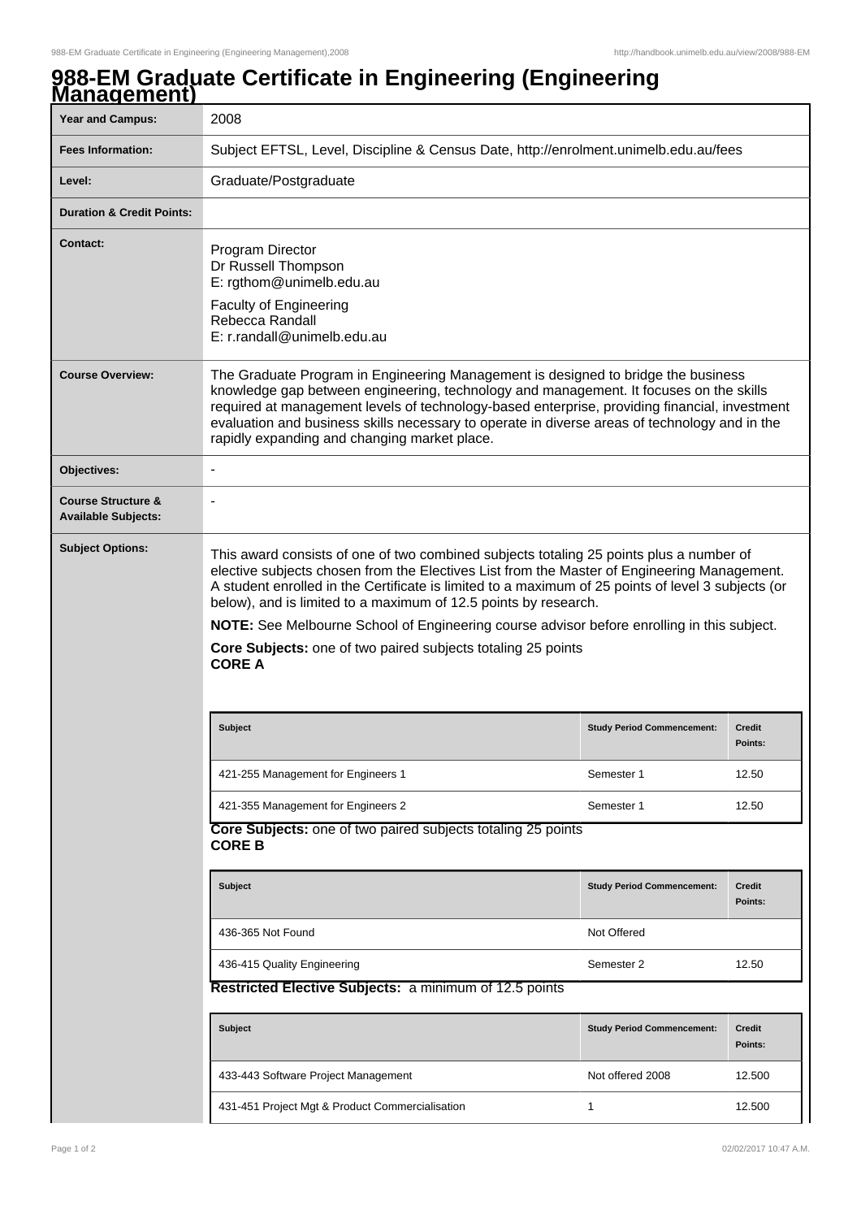# 988-EM Graduate Certificate in Engineering (Engineering Management)

| | |
|---|---|
| **Year and Campus:** | 2008 |
| **Fees Information:** | Subject EFTSL, Level, Discipline & Census Date, http://enrolment.unimelb.edu.au/fees |
| **Level:** | Graduate/Postgraduate |
| **Duration & Credit Points:** | |
| **Contact:** | Program Director<br>Dr Russell Thompson<br>E: rgthom@unimelb.edu.au<br>Faculty of Engineering<br>Rebecca Randall<br>E: r.randall@unimelb.edu.au |
| **Course Overview:** | The Graduate Program in Engineering Management is designed to bridge the business knowledge gap between engineering, technology and management. It focuses on the skills required at management levels of technology-based enterprise, providing financial, investment evaluation and business skills necessary to operate in diverse areas of technology and in the rapidly expanding and changing market place. |
| **Objectives:** | - |
| **Course Structure & Available Subjects:** | - |

**Subject Options:**

This award consists of one of two combined subjects totaling 25 points plus a number of elective subjects chosen from the Electives List from the Master of Engineering Management. A student enrolled in the Certificate is limited to a maximum of 25 points of level 3 subjects (or below), and is limited to a maximum of 12.5 points by research.

**NOTE:** See Melbourne School of Engineering course advisor before enrolling in this subject.

**Core Subjects:** one of two paired subjects totaling 25 points
**CORE A**

| Subject | Study Period Commencement: | Credit Points: |
|---|---|---|
| 421-255 Management for Engineers 1 | Semester 1 | 12.50 |
| 421-355 Management for Engineers 2 | Semester 1 | 12.50 |

**Core Subjects:** one of two paired subjects totaling 25 points
**CORE B**

| Subject | Study Period Commencement: | Credit Points: |
|---|---|---|
| 436-365 Not Found | Not Offered | |
| 436-415 Quality Engineering | Semester 2 | 12.50 |

**Restricted Elective Subjects:** a minimum of 12.5 points

| Subject | Study Period Commencement: | Credit Points: |
|---|---|---|
| 433-443 Software Project Management | Not offered 2008 | 12.500 |
| 431-451 Project Mgt & Product Commercialisation | 1 | 12.500 |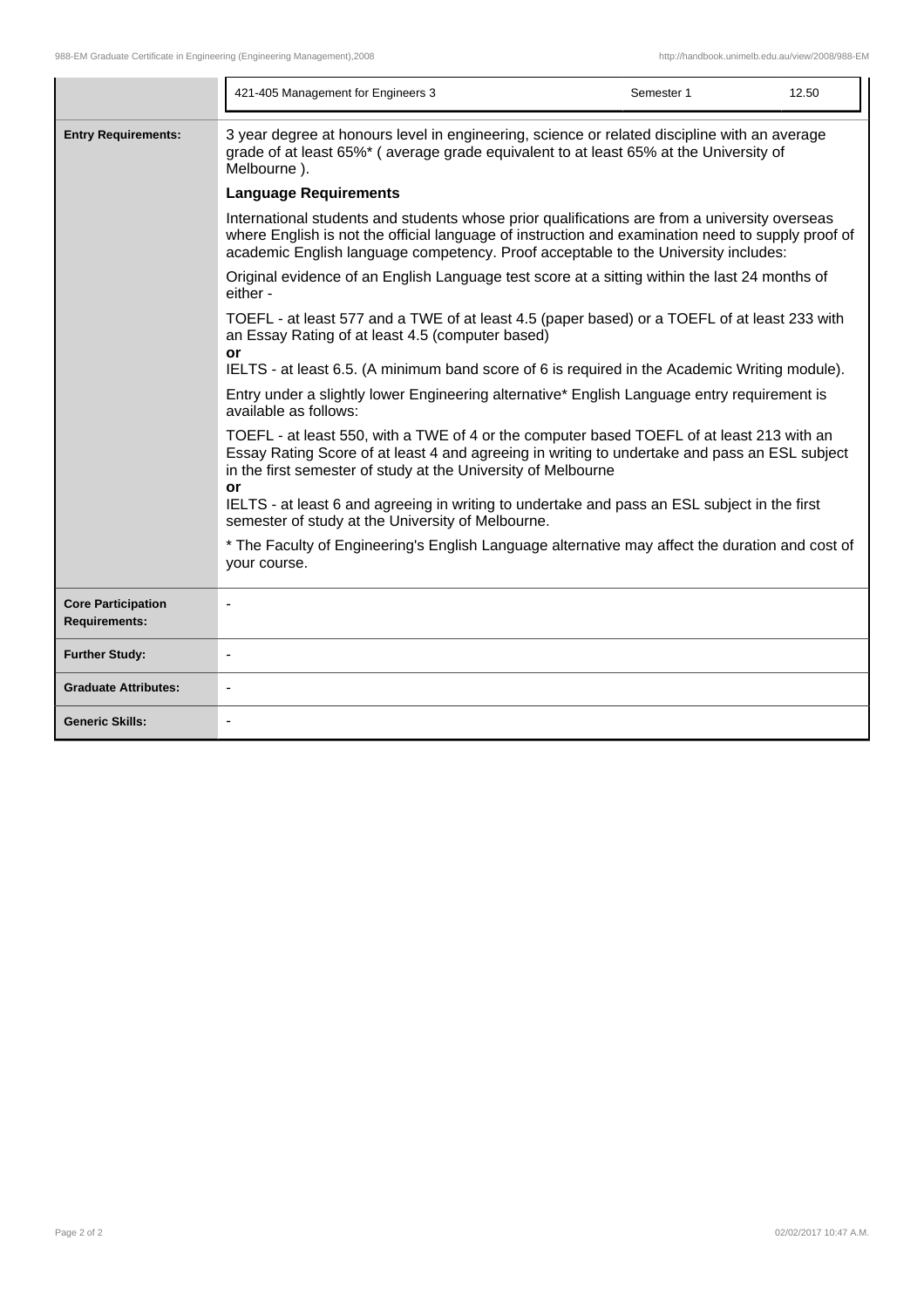| | | | |
|---|---|---|---|
| | 421-405 Management for Engineers 3 | Semester 1 | 12.50 |

| | |
|---|---|
| **Entry Requirements:** | 3 year degree at honours level in engineering, science or related discipline with an average grade of at least 65%* ( average grade equivalent to at least 65% at the University of Melbourne ).<br><br>**Language Requirements**<br><br>International students and students whose prior qualifications are from a university overseas where English is not the official language of instruction and examination need to supply proof of academic English language competency. Proof acceptable to the University includes:<br><br>Original evidence of an English Language test score at a sitting within the last 24 months of either -<br><br>TOEFL - at least 577 and a TWE of at least 4.5 (paper based) or a TOEFL of at least 233 with an Essay Rating of at least 4.5 (computer based)<br>**or**<br>IELTS - at least 6.5. (A minimum band score of 6 is required in the Academic Writing module).<br><br>Entry under a slightly lower Engineering alternative* English Language entry requirement is available as follows:<br><br>TOEFL - at least 550, with a TWE of 4 or the computer based TOEFL of at least 213 with an Essay Rating Score of at least 4 and agreeing in writing to undertake and pass an ESL subject in the first semester of study at the University of Melbourne<br>**or**<br>IELTS - at least 6 and agreeing in writing to undertake and pass an ESL subject in the first semester of study at the University of Melbourne.<br><br>* The Faculty of Engineering's English Language alternative may affect the duration and cost of your course. |
| **Core Participation Requirements:** | - |
| **Further Study:** | - |
| **Graduate Attributes:** | - |
| **Generic Skills:** | - |